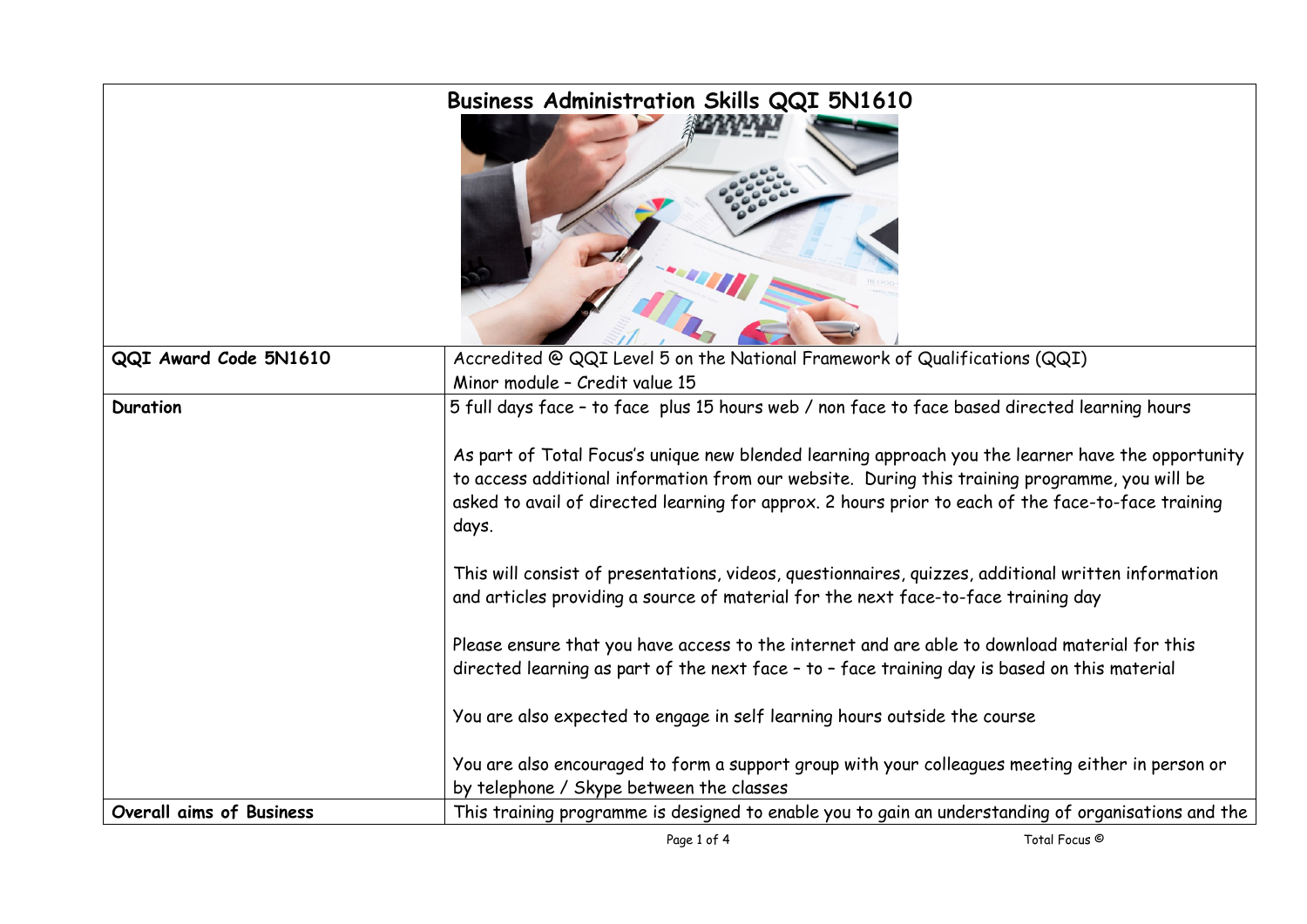# Business Administration Skills QQI 5N1610

| | |
|---|---|
| **QQI Award Code 5N1610** | Accredited @ QQI Level 5 on the National Framework of Qualifications (QQI)<br>Minor module – Credit value 15 |
| **Duration** | 5 full days face – to face plus 15 hours web / non face to face based directed learning hours<br><br>As part of Total Focus's unique new blended learning approach you the learner have the opportunity to access additional information from our website. During this training programme, you will be asked to avail of directed learning for approx. 2 hours prior to each of the face-to-face training days.<br><br>This will consist of presentations, videos, questionnaires, quizzes, additional written information and articles providing a source of material for the next face-to-face training day<br><br>Please ensure that you have access to the internet and are able to download material for this directed learning as part of the next face – to – face training day is based on this material<br><br>You are also expected to engage in self learning hours outside the course<br><br>You are also encouraged to form a support group with your colleagues meeting either in person or by telephone / Skype between the classes |
| **Overall aims of Business** | This training programme is designed to enable you to gain an understanding of organisations and the |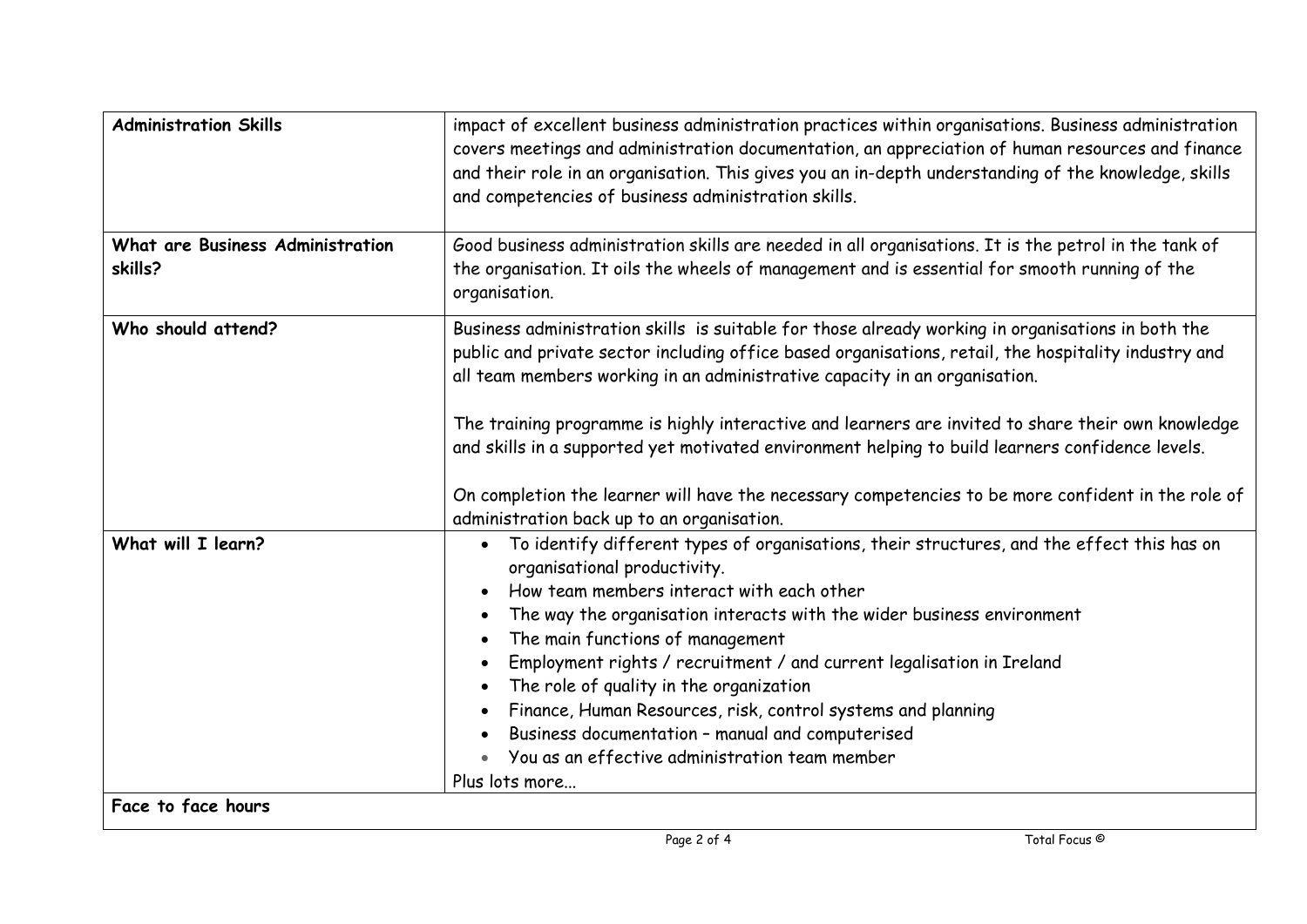| Administration Skills | impact of excellent business administration practices within organisations. Business administration covers meetings and administration documentation, an appreciation of human resources and finance and their role in an organisation. This gives you an in-depth understanding of the knowledge, skills and competencies of business administration skills. |
|---|---|
| **What are Business Administration skills?** | Good business administration skills are needed in all organisations. It is the petrol in the tank of the organisation. It oils the wheels of management and is essential for smooth running of the organisation. |
| **Who should attend?** | Business administration skills is suitable for those already working in organisations in both the public and private sector including office based organisations, retail, the hospitality industry and all team members working in an administrative capacity in an organisation.<br><br>The training programme is highly interactive and learners are invited to share their own knowledge and skills in a supported yet motivated environment helping to build learners confidence levels.<br><br>On completion the learner will have the necessary competencies to be more confident in the role of administration back up to an organisation. |
| **What will I learn?** | • To identify different types of organisations, their structures, and the effect this has on organisational productivity.<br>• How team members interact with each other<br>• The way the organisation interacts with the wider business environment<br>• The main functions of management<br>• Employment rights / recruitment / and current legalisation in Ireland<br>• The role of quality in the organization<br>• Finance, Human Resources, risk, control systems and planning<br>• Business documentation – manual and computerised<br>• You as an effective administration team member<br>Plus lots more... |
| **Face to face hours** | |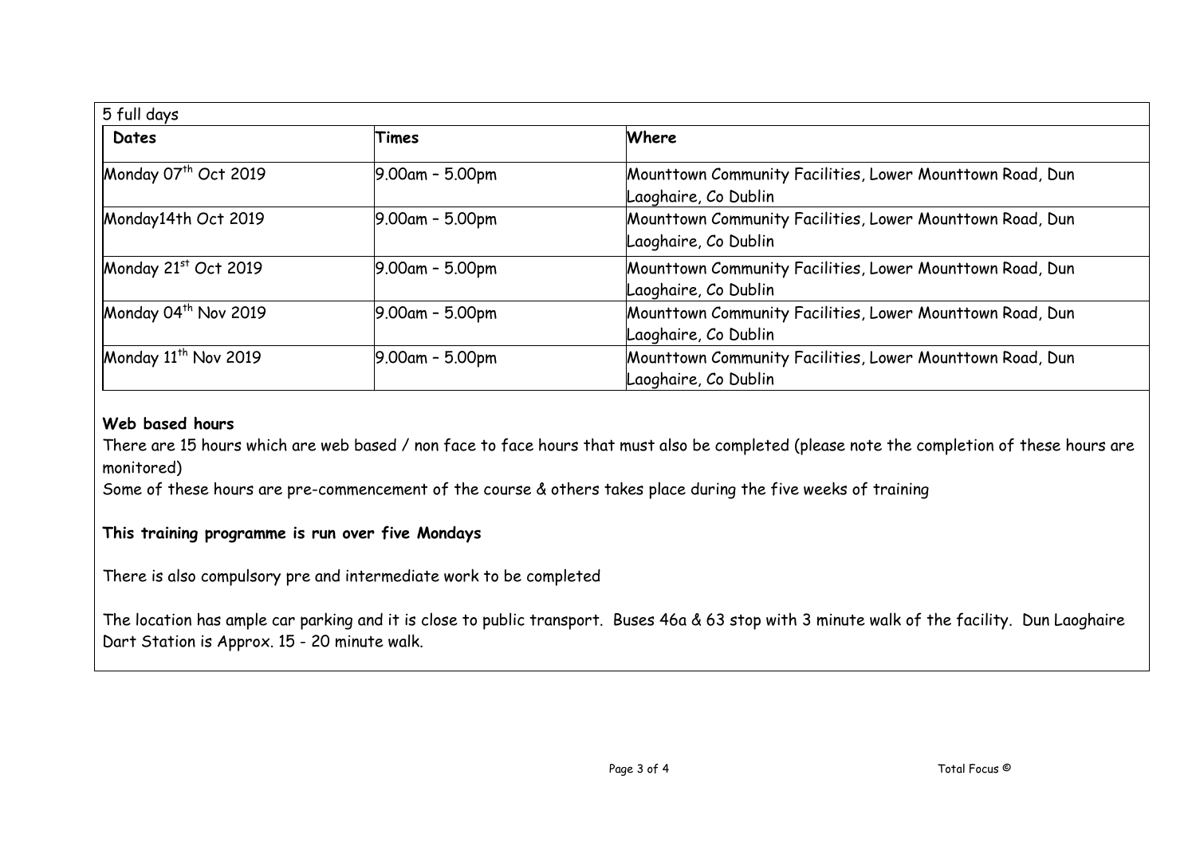5 full days

| Dates | Times | Where |
| --- | --- | --- |
| Monday 07th Oct 2019 | 9.00am – 5.00pm | Mounttown Community Facilities, Lower Mounttown Road, Dun Laoghaire, Co Dublin |
| Monday14th Oct 2019 | 9.00am – 5.00pm | Mounttown Community Facilities, Lower Mounttown Road, Dun Laoghaire, Co Dublin |
| Monday 21st Oct 2019 | 9.00am – 5.00pm | Mounttown Community Facilities, Lower Mounttown Road, Dun Laoghaire, Co Dublin |
| Monday 04th Nov 2019 | 9.00am – 5.00pm | Mounttown Community Facilities, Lower Mounttown Road, Dun Laoghaire, Co Dublin |
| Monday 11th Nov 2019 | 9.00am – 5.00pm | Mounttown Community Facilities, Lower Mounttown Road, Dun Laoghaire, Co Dublin |

**Web based hours**

There are 15 hours which are web based / non face to face hours that must also be completed (please note the completion of these hours are monitored)

Some of these hours are pre-commencement of the course & others takes place during the five weeks of training

**This training programme is run over five Mondays**

There is also compulsory pre and intermediate work to be completed

The location has ample car parking and it is close to public transport. Buses 46a & 63 stop with 3 minute walk of the facility. Dun Laoghaire Dart Station is Approx. 15 - 20 minute walk.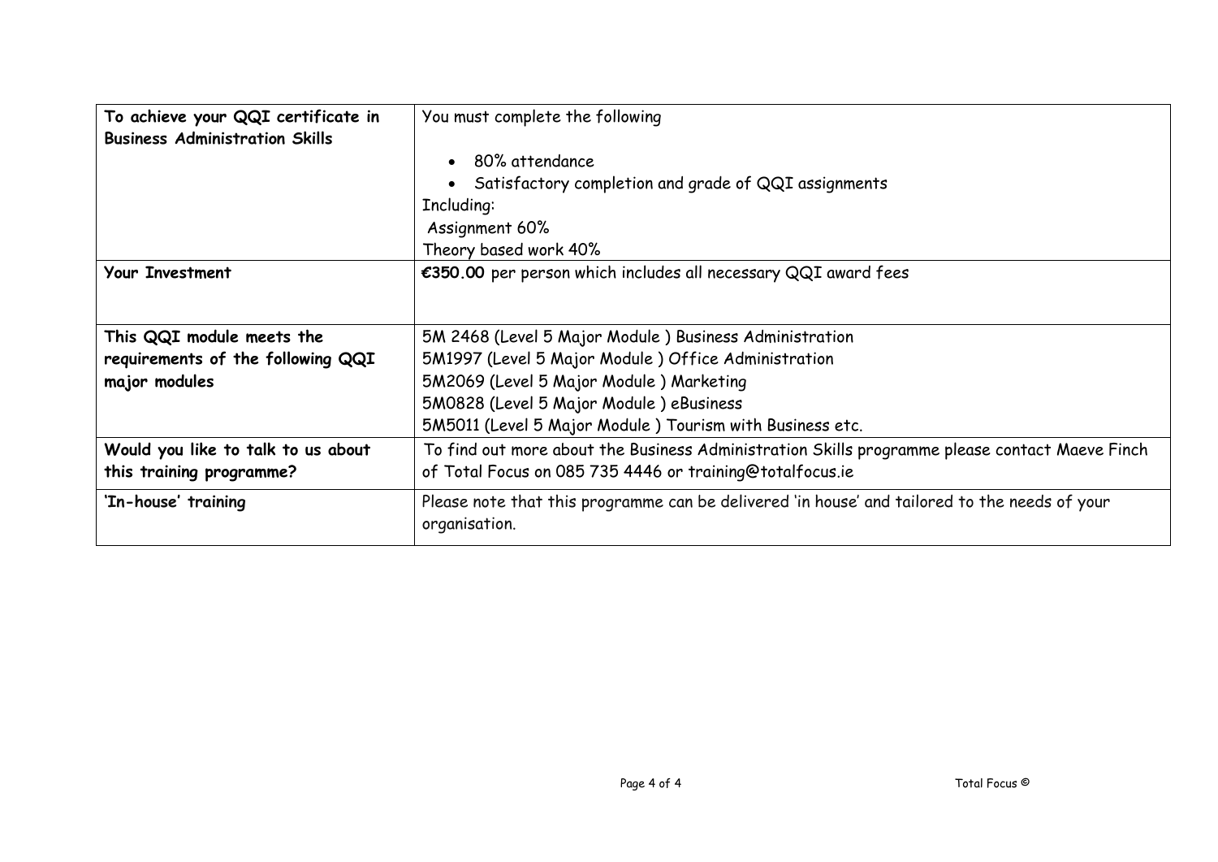| | |
|---|---|
| **To achieve your QQI certificate in Business Administration Skills** | You must complete the following<br><br>• 80% attendance<br>• Satisfactory completion and grade of QQI assignments<br>Including:<br>Assignment 60%<br>Theory based work 40% |
| **Your Investment** | **€350.00** per person which includes all necessary QQI award fees |
| **This QQI module meets the requirements of the following QQI major modules** | 5M 2468 (Level 5 Major Module ) Business Administration<br>5M1997 (Level 5 Major Module ) Office Administration<br>5M2069 (Level 5 Major Module ) Marketing<br>5M0828 (Level 5 Major Module ) eBusiness<br>5M5011 (Level 5 Major Module ) Tourism with Business etc. |
| **Would you like to talk to us about this training programme?** | To find out more about the Business Administration Skills programme please contact Maeve Finch of Total Focus on 085 735 4446 or training@totalfocus.ie |
| **'In-house' training** | Please note that this programme can be delivered 'in house' and tailored to the needs of your organisation. |

Total Focus ©